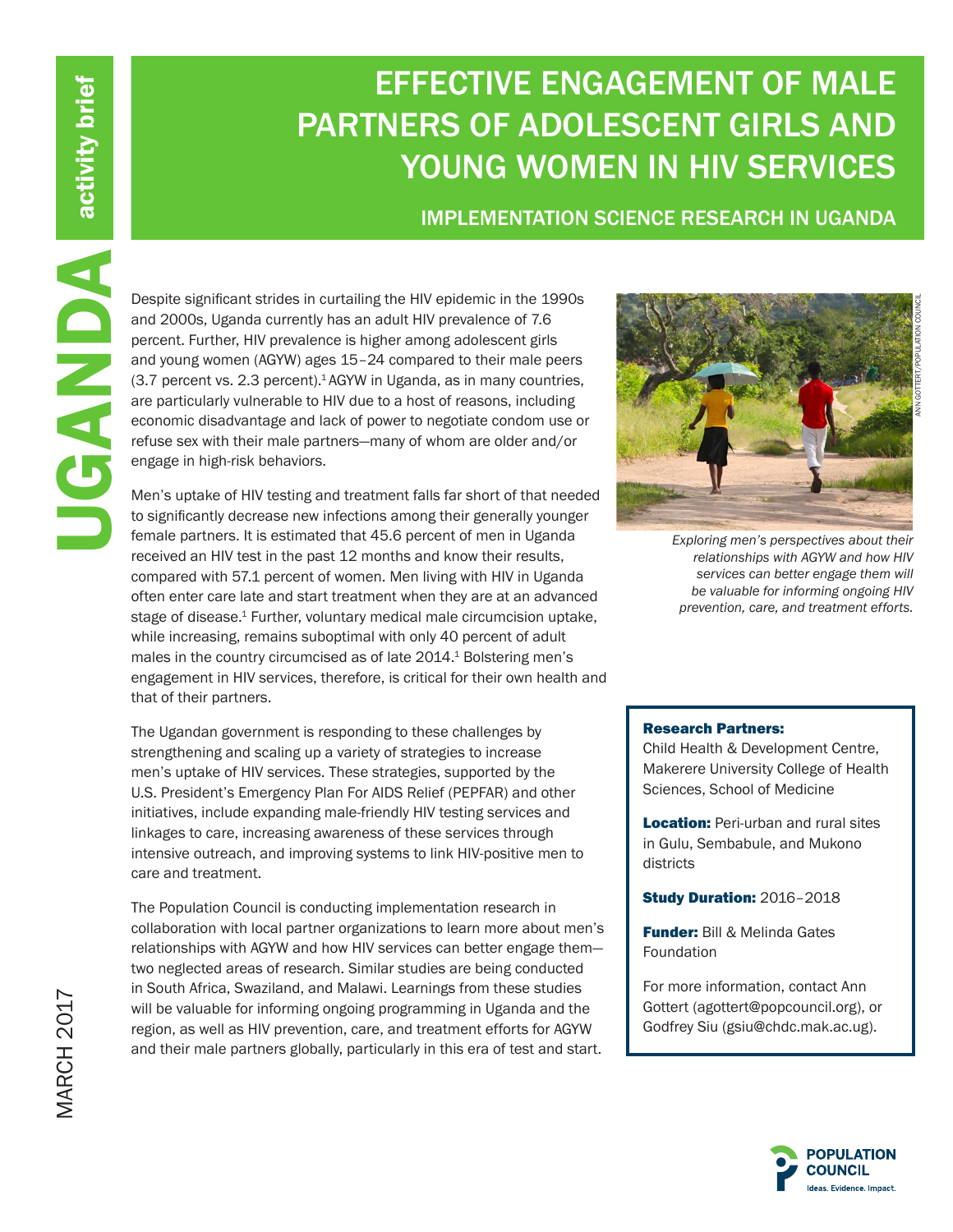UGANDA activity brief

# EFFECTIVE ENGAGEMENT OF MALE PARTNERS OF ADOLESCENT GIRLS AND YOUNG WOMEN IN HIV SERVICES

## IMPLEMENTATION SCIENCE RESEARCH IN UGANDA

Despite significant strides in curtailing the HIV epidemic in the 1990s and 2000s, Uganda currently has an adult HIV prevalence of 7.6 percent. Further, HIV prevalence is higher among adolescent girls and young women (AGYW) ages 15–24 compared to their male peers (3.7 percent vs. 2.3 percent).[1] AGYW in Uganda, as in many countries, are particularly vulnerable to HIV due to a host of reasons, including economic disadvantage and lack of power to negotiate condom use or refuse sex with their male partners—many of whom are older and/or engage in high-risk behaviors.

Men's uptake of HIV testing and treatment falls far short of that needed to significantly decrease new infections among their generally younger female partners. It is estimated that 45.6 percent of men in Uganda received an HIV test in the past 12 months and know their results, compared with 57.1 percent of women. Men living with HIV in Uganda often enter care late and start treatment when they are at an advanced stage of disease.[1] Further, voluntary medical male circumcision uptake, while increasing, remains suboptimal with only 40 percent of adult males in the country circumcised as of late 2014.[1] Bolstering men's engagement in HIV services, therefore, is critical for their own health and that of their partners.

The Ugandan government is responding to these challenges by strengthening and scaling up a variety of strategies to increase men's uptake of HIV services. These strategies, supported by the U.S. President's Emergency Plan For AIDS Relief (PEPFAR) and other initiatives, include expanding male-friendly HIV testing services and linkages to care, increasing awareness of these services through intensive outreach, and improving systems to link HIV-positive men to care and treatment.

The Population Council is conducting implementation research in collaboration with local partner organizations to learn more about men's relationships with AGYW and how HIV services can better engage them—two neglected areas of research. Similar studies are being conducted in South Africa, Swaziland, and Malawi. Learnings from these studies will be valuable for informing ongoing programming in Uganda and the region, as well as HIV prevention, care, and treatment efforts for AGYW and their male partners globally, particularly in this era of test and start.

ANN GOTTERT/POPULATION COUNCIL

*Exploring men's perspectives about their relationships with AGYW and how HIV services can better engage them will be valuable for informing ongoing HIV prevention, care, and treatment efforts.*

**Research Partners:** Child Health & Development Centre, Makerere University College of Health Sciences, School of Medicine

**Location:** Peri-urban and rural sites in Gulu, Sembabule, and Mukono districts

**Study Duration:** 2016–2018

**Funder:** Bill & Melinda Gates Foundation

For more information, contact Ann Gottert (agottert@popcouncil.org), or Godfrey Siu (gsiu@chdc.mak.ac.ug).

MARCH 2017

POPULATION COUNCIL
Ideas. Evidence. Impact.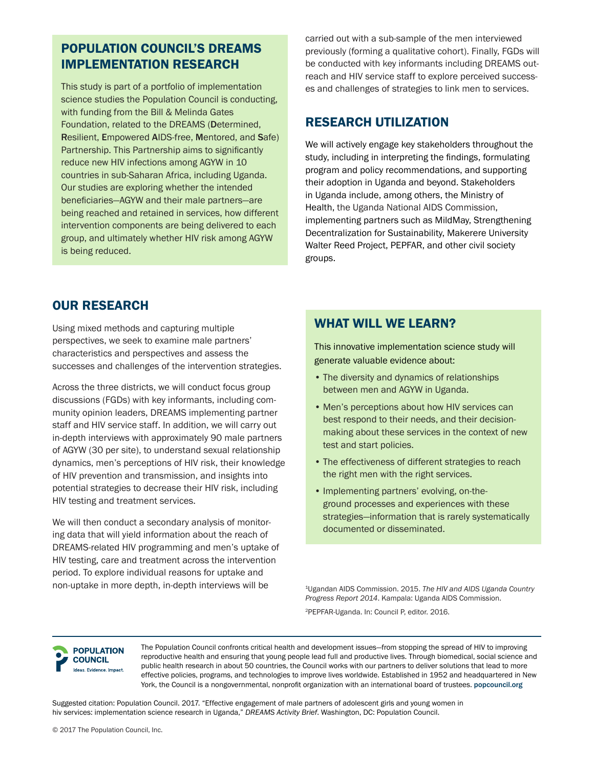## POPULATION COUNCIL'S DREAMS IMPLEMENTATION RESEARCH

This study is part of a portfolio of implementation science studies the Population Council is conducting, with funding from the Bill & Melinda Gates Foundation, related to the DREAMS (**D**etermined, **R**esilient, **E**mpowered **A**IDS-free, **M**entored, and **S**afe) Partnership. This Partnership aims to significantly reduce new HIV infections among AGYW in 10 countries in sub-Saharan Africa, including Uganda. Our studies are exploring whether the intended beneficiaries—AGYW and their male partners—are being reached and retained in services, how different intervention components are being delivered to each group, and ultimately whether HIV risk among AGYW is being reduced.

## OUR RESEARCH

Using mixed methods and capturing multiple perspectives, we seek to examine male partners' characteristics and perspectives and assess the successes and challenges of the intervention strategies.

Across the three districts, we will conduct focus group discussions (FGDs) with key informants, including community opinion leaders, DREAMS implementing partner staff and HIV service staff. In addition, we will carry out in-depth interviews with approximately 90 male partners of AGYW (30 per site), to understand sexual relationship dynamics, men's perceptions of HIV risk, their knowledge of HIV prevention and transmission, and insights into potential strategies to decrease their HIV risk, including HIV testing and treatment services.

We will then conduct a secondary analysis of monitoring data that will yield information about the reach of DREAMS-related HIV programming and men's uptake of HIV testing, care and treatment across the intervention period. To explore individual reasons for uptake and non-uptake in more depth, in-depth interviews will be carried out with a sub-sample of the men interviewed previously (forming a qualitative cohort). Finally, FGDs will be conducted with key informants including DREAMS outreach and HIV service staff to explore perceived successes and challenges of strategies to link men to services.

## RESEARCH UTILIZATION

We will actively engage key stakeholders throughout the study, including in interpreting the findings, formulating program and policy recommendations, and supporting their adoption in Uganda and beyond. Stakeholders in Uganda include, among others, the Ministry of Health, the Uganda National AIDS Commission, implementing partners such as MildMay, Strengthening Decentralization for Sustainability, Makerere University Walter Reed Project, PEPFAR, and other civil society groups.

## WHAT WILL WE LEARN?

This innovative implementation science study will generate valuable evidence about:

- The diversity and dynamics of relationships between men and AGYW in Uganda.
- Men's perceptions about how HIV services can best respond to their needs, and their decision-making about these services in the context of new test and start policies.
- The effectiveness of different strategies to reach the right men with the right services.
- Implementing partners' evolving, on-the-ground processes and experiences with these strategies—information that is rarely systematically documented or disseminated.

[1]Ugandan AIDS Commission. 2015. *The HIV and AIDS Uganda Country Progress Report 2014*. Kampala: Uganda AIDS Commission.

[2]PEPFAR-Uganda. In: Council P, editor. 2016.

**POPULATION COUNCIL**
Ideas. Evidence. Impact.

The Population Council confronts critical health and development issues—from stopping the spread of HIV to improving reproductive health and ensuring that young people lead full and productive lives. Through biomedical, social science and public health research in about 50 countries, the Council works with our partners to deliver solutions that lead to more effective policies, programs, and technologies to improve lives worldwide. Established in 1952 and headquartered in New York, the Council is a nongovernmental, nonprofit organization with an international board of trustees. **popcouncil.org**

Suggested citation: Population Council. 2017. "Effective engagement of male partners of adolescent girls and young women in hiv services: implementation science research in Uganda," *DREAMS Activity Brief*. Washington, DC: Population Council.

© 2017 The Population Council, Inc.